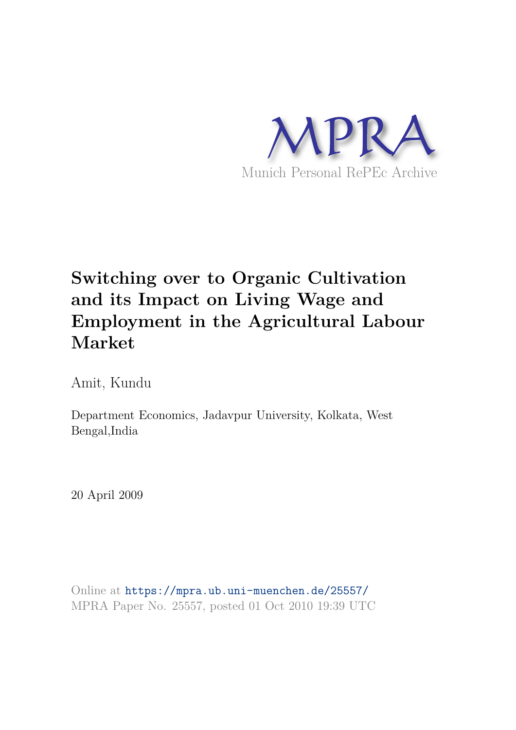MPRA

Munich Personal RePEc Archive

# Switching over to Organic Cultivation and its Impact on Living Wage and Employment in the Agricultural Labour Market

Amit, Kundu

Department Economics, Jadavpur University, Kolkata, West Bengal,India

20 April 2009

Online at https://mpra.ub.uni-muenchen.de/25557/
MPRA Paper No. 25557, posted 01 Oct 2010 19:39 UTC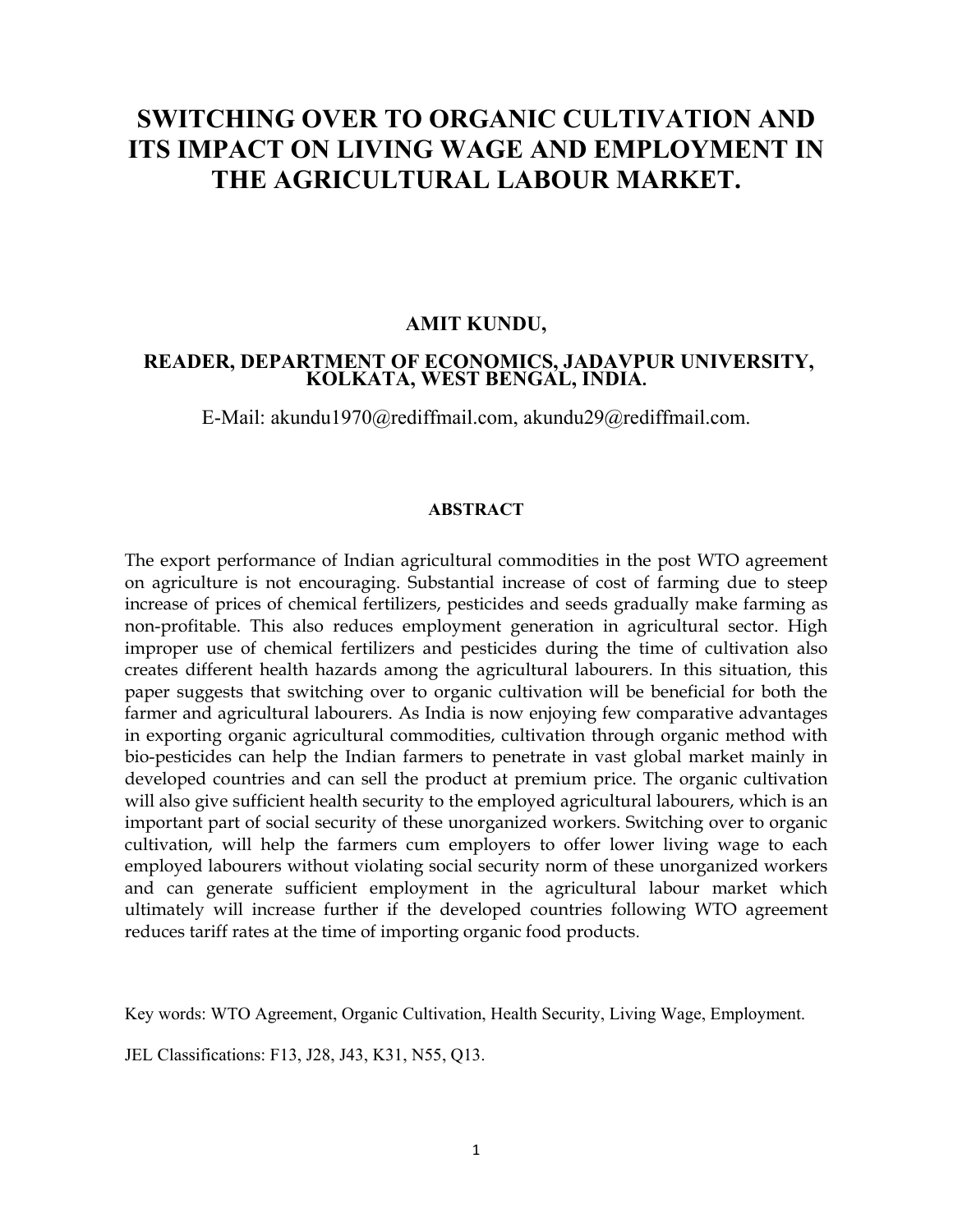# SWITCHING OVER TO ORGANIC CULTIVATION AND ITS IMPACT ON LIVING WAGE AND EMPLOYMENT IN THE AGRICULTURAL LABOUR MARKET.

**AMIT KUNDU,**

**READER, DEPARTMENT OF ECONOMICS, JADAVPUR UNIVERSITY, KOLKATA, WEST BENGAL, INDIA.**

E-Mail: akundu1970@rediffmail.com, akundu29@rediffmail.com.

## ABSTRACT

The export performance of Indian agricultural commodities in the post WTO agreement on agriculture is not encouraging. Substantial increase of cost of farming due to steep increase of prices of chemical fertilizers, pesticides and seeds gradually make farming as non-profitable. This also reduces employment generation in agricultural sector. High improper use of chemical fertilizers and pesticides during the time of cultivation also creates different health hazards among the agricultural labourers. In this situation, this paper suggests that switching over to organic cultivation will be beneficial for both the farmer and agricultural labourers. As India is now enjoying few comparative advantages in exporting organic agricultural commodities, cultivation through organic method with bio-pesticides can help the Indian farmers to penetrate in vast global market mainly in developed countries and can sell the product at premium price. The organic cultivation will also give sufficient health security to the employed agricultural labourers, which is an important part of social security of these unorganized workers. Switching over to organic cultivation, will help the farmers cum employers to offer lower living wage to each employed labourers without violating social security norm of these unorganized workers and can generate sufficient employment in the agricultural labour market which ultimately will increase further if the developed countries following WTO agreement reduces tariff rates at the time of importing organic food products.

Key words: WTO Agreement, Organic Cultivation, Health Security, Living Wage, Employment.

JEL Classifications: F13, J28, J43, K31, N55, Q13.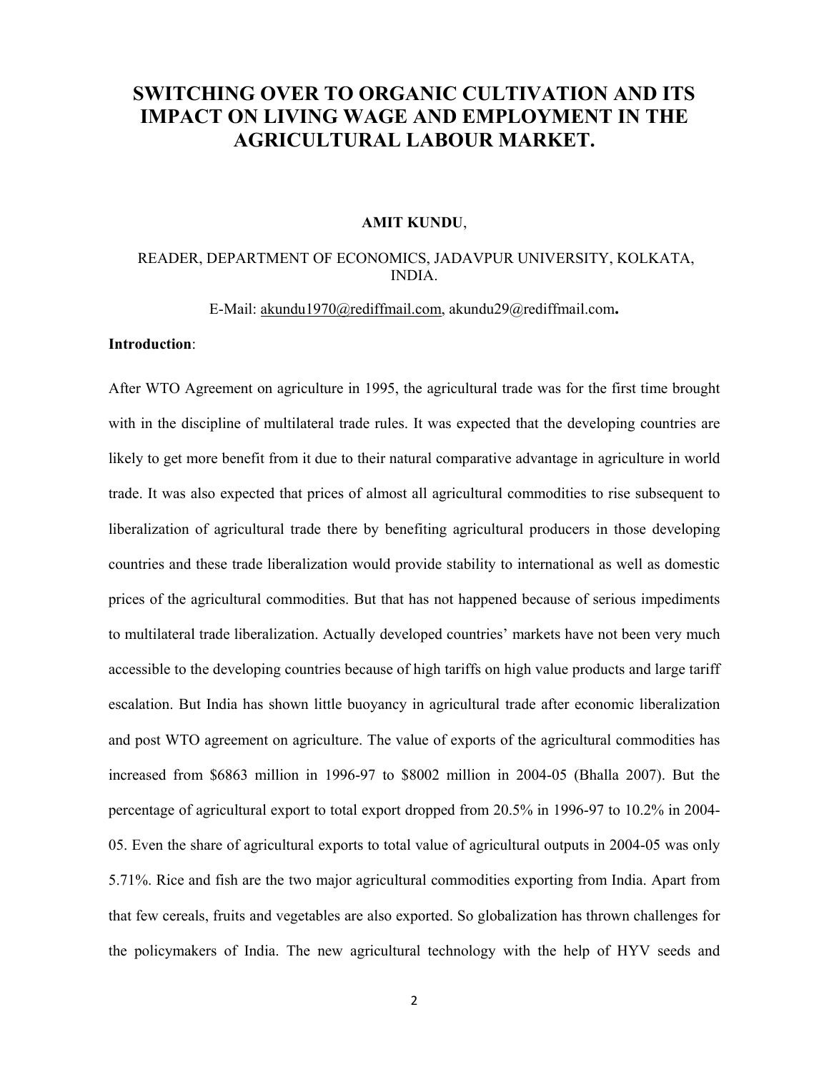# SWITCHING OVER TO ORGANIC CULTIVATION AND ITS IMPACT ON LIVING WAGE AND EMPLOYMENT IN THE AGRICULTURAL LABOUR MARKET.

**AMIT KUNDU**,

READER, DEPARTMENT OF ECONOMICS, JADAVPUR UNIVERSITY, KOLKATA, INDIA.

E-Mail: akundu1970@rediffmail.com, akundu29@rediffmail.com**.**

**Introduction**:

After WTO Agreement on agriculture in 1995, the agricultural trade was for the first time brought with in the discipline of multilateral trade rules. It was expected that the developing countries are likely to get more benefit from it due to their natural comparative advantage in agriculture in world trade. It was also expected that prices of almost all agricultural commodities to rise subsequent to liberalization of agricultural trade there by benefiting agricultural producers in those developing countries and these trade liberalization would provide stability to international as well as domestic prices of the agricultural commodities. But that has not happened because of serious impediments to multilateral trade liberalization. Actually developed countries' markets have not been very much accessible to the developing countries because of high tariffs on high value products and large tariff escalation. But India has shown little buoyancy in agricultural trade after economic liberalization and post WTO agreement on agriculture. The value of exports of the agricultural commodities has increased from \$6863 million in 1996-97 to \$8002 million in 2004-05 (Bhalla 2007). But the percentage of agricultural export to total export dropped from 20.5% in 1996-97 to 10.2% in 2004-05. Even the share of agricultural exports to total value of agricultural outputs in 2004-05 was only 5.71%. Rice and fish are the two major agricultural commodities exporting from India. Apart from that few cereals, fruits and vegetables are also exported. So globalization has thrown challenges for the policymakers of India. The new agricultural technology with the help of HYV seeds and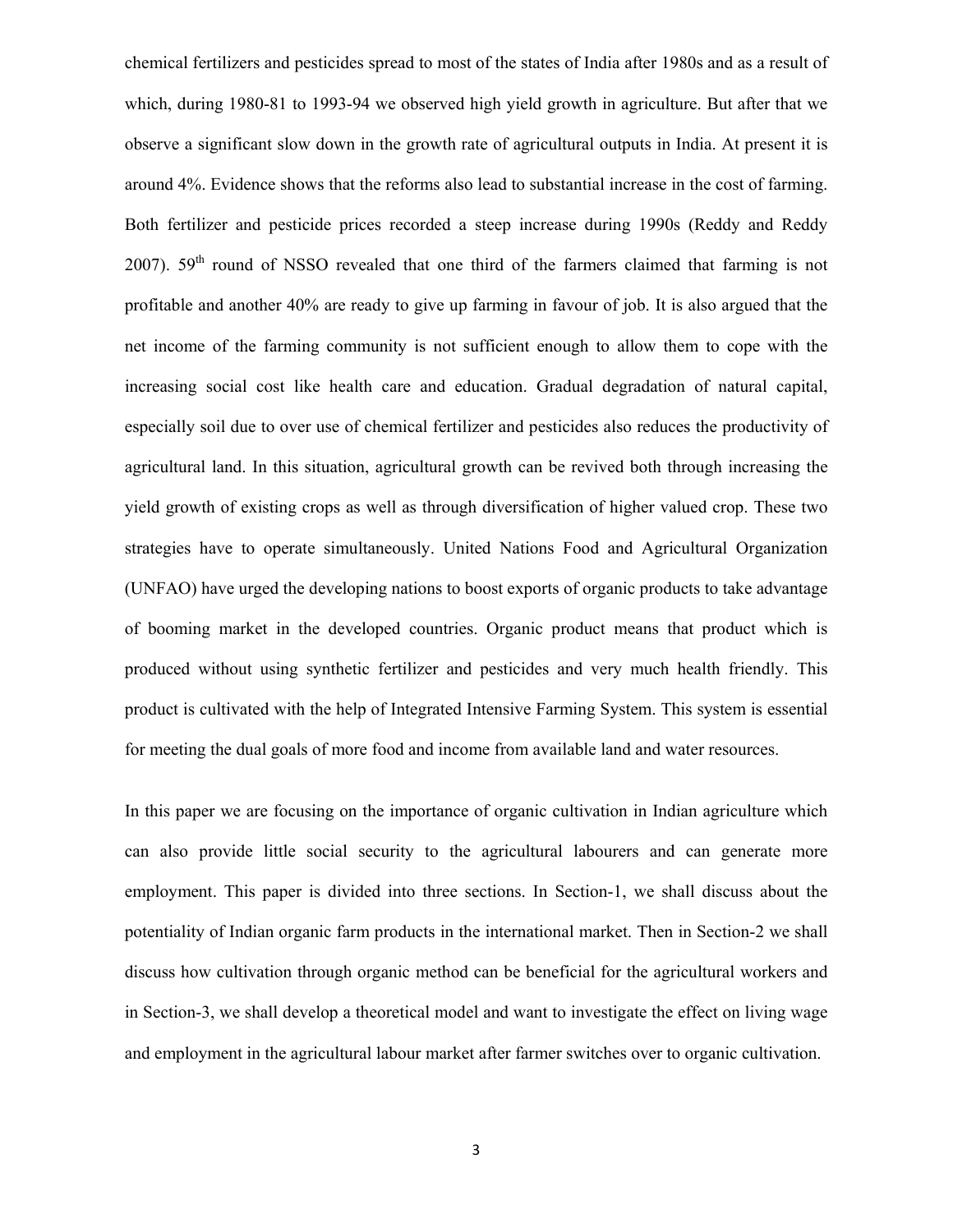chemical fertilizers and pesticides spread to most of the states of India after 1980s and as a result of which, during 1980-81 to 1993-94 we observed high yield growth in agriculture. But after that we observe a significant slow down in the growth rate of agricultural outputs in India. At present it is around 4%. Evidence shows that the reforms also lead to substantial increase in the cost of farming. Both fertilizer and pesticide prices recorded a steep increase during 1990s (Reddy and Reddy 2007). 59th round of NSSO revealed that one third of the farmers claimed that farming is not profitable and another 40% are ready to give up farming in favour of job. It is also argued that the net income of the farming community is not sufficient enough to allow them to cope with the increasing social cost like health care and education. Gradual degradation of natural capital, especially soil due to over use of chemical fertilizer and pesticides also reduces the productivity of agricultural land. In this situation, agricultural growth can be revived both through increasing the yield growth of existing crops as well as through diversification of higher valued crop. These two strategies have to operate simultaneously. United Nations Food and Agricultural Organization (UNFAO) have urged the developing nations to boost exports of organic products to take advantage of booming market in the developed countries. Organic product means that product which is produced without using synthetic fertilizer and pesticides and very much health friendly. This product is cultivated with the help of Integrated Intensive Farming System. This system is essential for meeting the dual goals of more food and income from available land and water resources.

In this paper we are focusing on the importance of organic cultivation in Indian agriculture which can also provide little social security to the agricultural labourers and can generate more employment. This paper is divided into three sections. In Section-1, we shall discuss about the potentiality of Indian organic farm products in the international market. Then in Section-2 we shall discuss how cultivation through organic method can be beneficial for the agricultural workers and in Section-3, we shall develop a theoretical model and want to investigate the effect on living wage and employment in the agricultural labour market after farmer switches over to organic cultivation.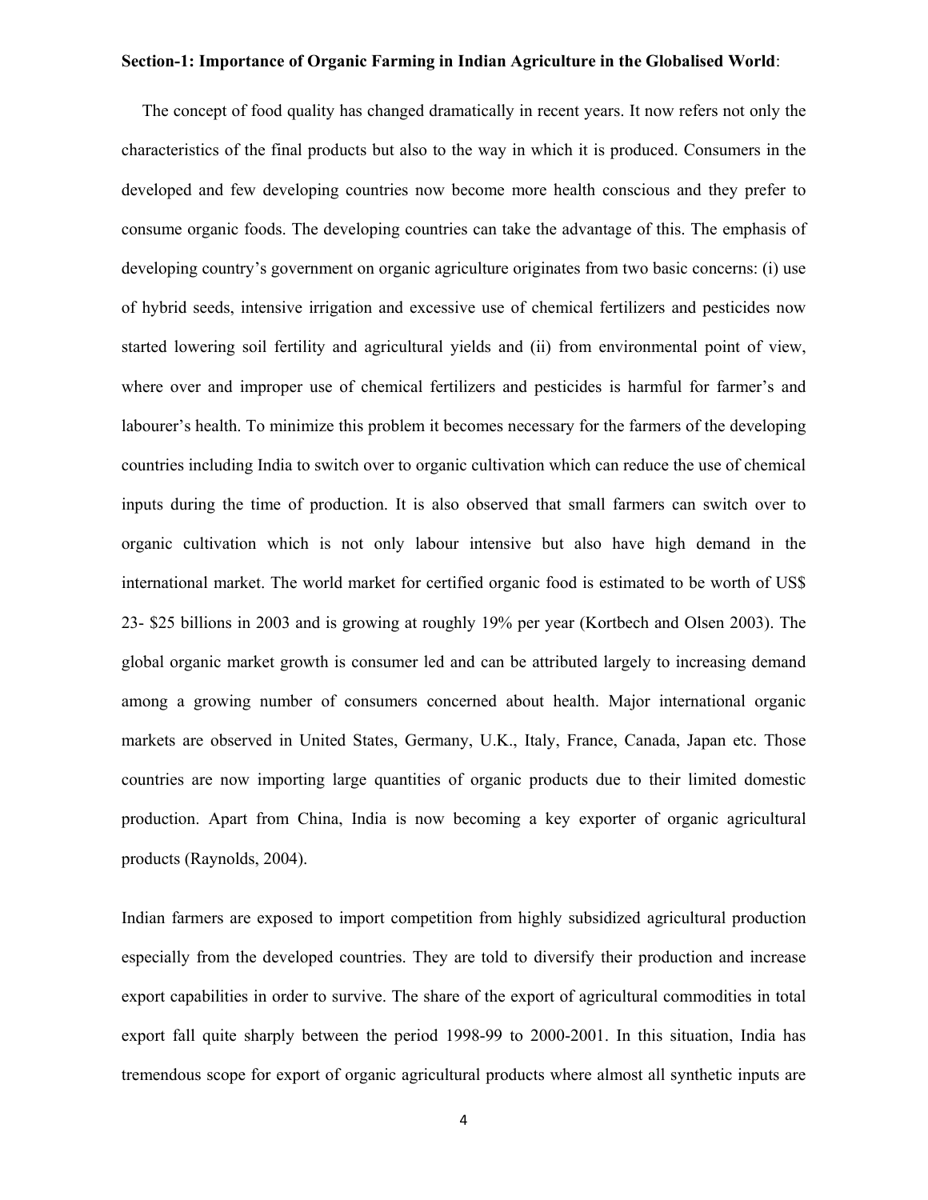**Section-1: Importance of Organic Farming in Indian Agriculture in the Globalised World**:

The concept of food quality has changed dramatically in recent years. It now refers not only the characteristics of the final products but also to the way in which it is produced. Consumers in the developed and few developing countries now become more health conscious and they prefer to consume organic foods. The developing countries can take the advantage of this. The emphasis of developing country's government on organic agriculture originates from two basic concerns: (i) use of hybrid seeds, intensive irrigation and excessive use of chemical fertilizers and pesticides now started lowering soil fertility and agricultural yields and (ii) from environmental point of view, where over and improper use of chemical fertilizers and pesticides is harmful for farmer's and labourer's health. To minimize this problem it becomes necessary for the farmers of the developing countries including India to switch over to organic cultivation which can reduce the use of chemical inputs during the time of production. It is also observed that small farmers can switch over to organic cultivation which is not only labour intensive but also have high demand in the international market. The world market for certified organic food is estimated to be worth of US$ 23- $25 billions in 2003 and is growing at roughly 19% per year (Kortbech and Olsen 2003). The global organic market growth is consumer led and can be attributed largely to increasing demand among a growing number of consumers concerned about health. Major international organic markets are observed in United States, Germany, U.K., Italy, France, Canada, Japan etc. Those countries are now importing large quantities of organic products due to their limited domestic production. Apart from China, India is now becoming a key exporter of organic agricultural products (Raynolds, 2004).

Indian farmers are exposed to import competition from highly subsidized agricultural production especially from the developed countries. They are told to diversify their production and increase export capabilities in order to survive. The share of the export of agricultural commodities in total export fall quite sharply between the period 1998-99 to 2000-2001. In this situation, India has tremendous scope for export of organic agricultural products where almost all synthetic inputs are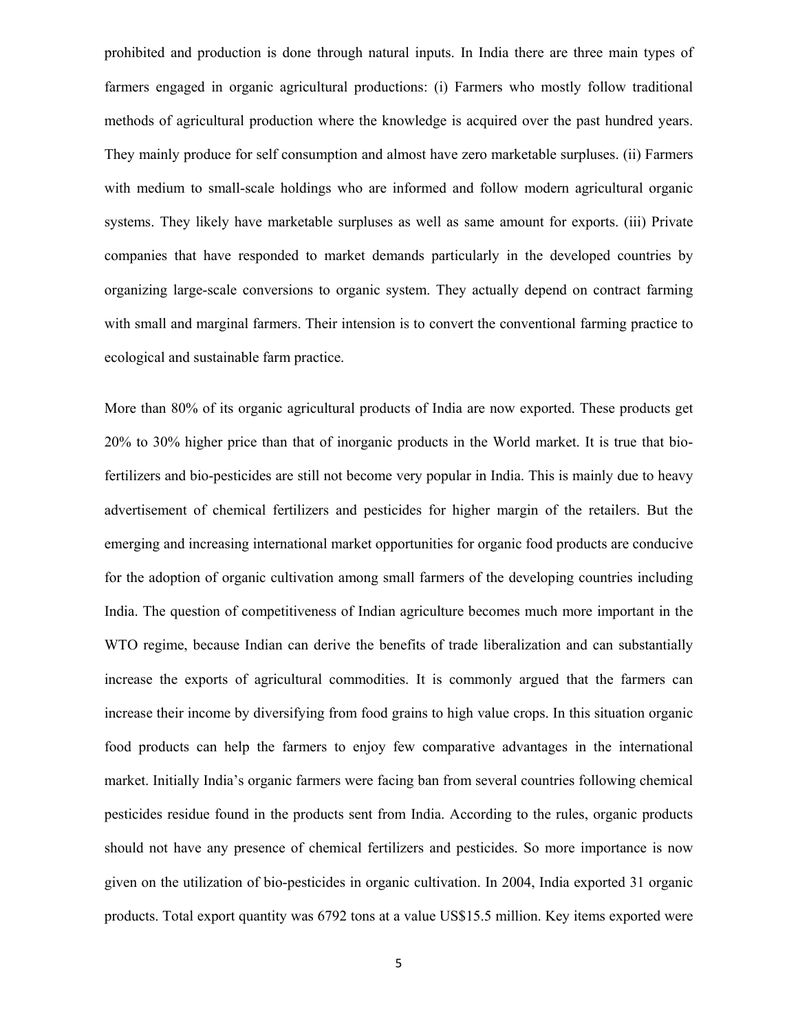prohibited and production is done through natural inputs. In India there are three main types of farmers engaged in organic agricultural productions: (i) Farmers who mostly follow traditional methods of agricultural production where the knowledge is acquired over the past hundred years. They mainly produce for self consumption and almost have zero marketable surpluses. (ii) Farmers with medium to small-scale holdings who are informed and follow modern agricultural organic systems. They likely have marketable surpluses as well as same amount for exports. (iii) Private companies that have responded to market demands particularly in the developed countries by organizing large-scale conversions to organic system. They actually depend on contract farming with small and marginal farmers. Their intension is to convert the conventional farming practice to ecological and sustainable farm practice.

More than 80% of its organic agricultural products of India are now exported. These products get 20% to 30% higher price than that of inorganic products in the World market. It is true that bio-fertilizers and bio-pesticides are still not become very popular in India. This is mainly due to heavy advertisement of chemical fertilizers and pesticides for higher margin of the retailers. But the emerging and increasing international market opportunities for organic food products are conducive for the adoption of organic cultivation among small farmers of the developing countries including India. The question of competitiveness of Indian agriculture becomes much more important in the WTO regime, because Indian can derive the benefits of trade liberalization and can substantially increase the exports of agricultural commodities. It is commonly argued that the farmers can increase their income by diversifying from food grains to high value crops. In this situation organic food products can help the farmers to enjoy few comparative advantages in the international market. Initially India's organic farmers were facing ban from several countries following chemical pesticides residue found in the products sent from India. According to the rules, organic products should not have any presence of chemical fertilizers and pesticides. So more importance is now given on the utilization of bio-pesticides in organic cultivation. In 2004, India exported 31 organic products. Total export quantity was 6792 tons at a value US$15.5 million. Key items exported were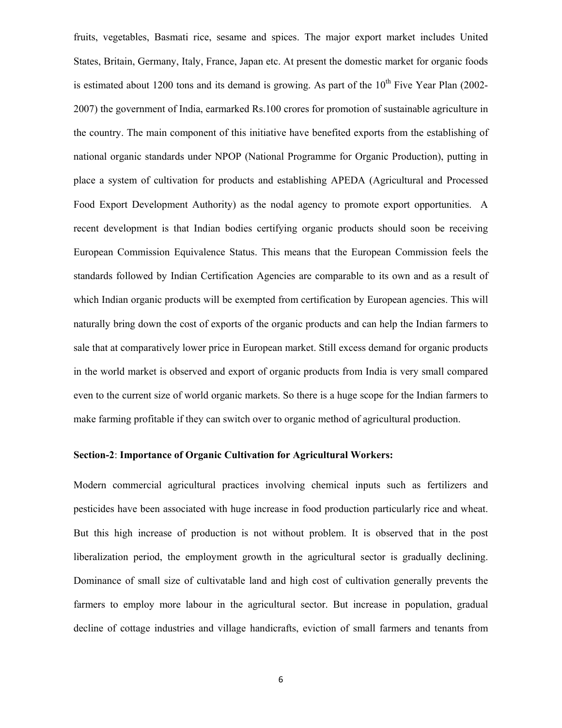fruits, vegetables, Basmati rice, sesame and spices. The major export market includes United States, Britain, Germany, Italy, France, Japan etc. At present the domestic market for organic foods is estimated about 1200 tons and its demand is growing. As part of the 10th Five Year Plan (2002-2007) the government of India, earmarked Rs.100 crores for promotion of sustainable agriculture in the country. The main component of this initiative have benefited exports from the establishing of national organic standards under NPOP (National Programme for Organic Production), putting in place a system of cultivation for products and establishing APEDA (Agricultural and Processed Food Export Development Authority) as the nodal agency to promote export opportunities. A recent development is that Indian bodies certifying organic products should soon be receiving European Commission Equivalence Status. This means that the European Commission feels the standards followed by Indian Certification Agencies are comparable to its own and as a result of which Indian organic products will be exempted from certification by European agencies. This will naturally bring down the cost of exports of the organic products and can help the Indian farmers to sale that at comparatively lower price in European market. Still excess demand for organic products in the world market is observed and export of organic products from India is very small compared even to the current size of world organic markets. So there is a huge scope for the Indian farmers to make farming profitable if they can switch over to organic method of agricultural production.

**Section-2**: **Importance of Organic Cultivation for Agricultural Workers:**

Modern commercial agricultural practices involving chemical inputs such as fertilizers and pesticides have been associated with huge increase in food production particularly rice and wheat. But this high increase of production is not without problem. It is observed that in the post liberalization period, the employment growth in the agricultural sector is gradually declining. Dominance of small size of cultivatable land and high cost of cultivation generally prevents the farmers to employ more labour in the agricultural sector. But increase in population, gradual decline of cottage industries and village handicrafts, eviction of small farmers and tenants from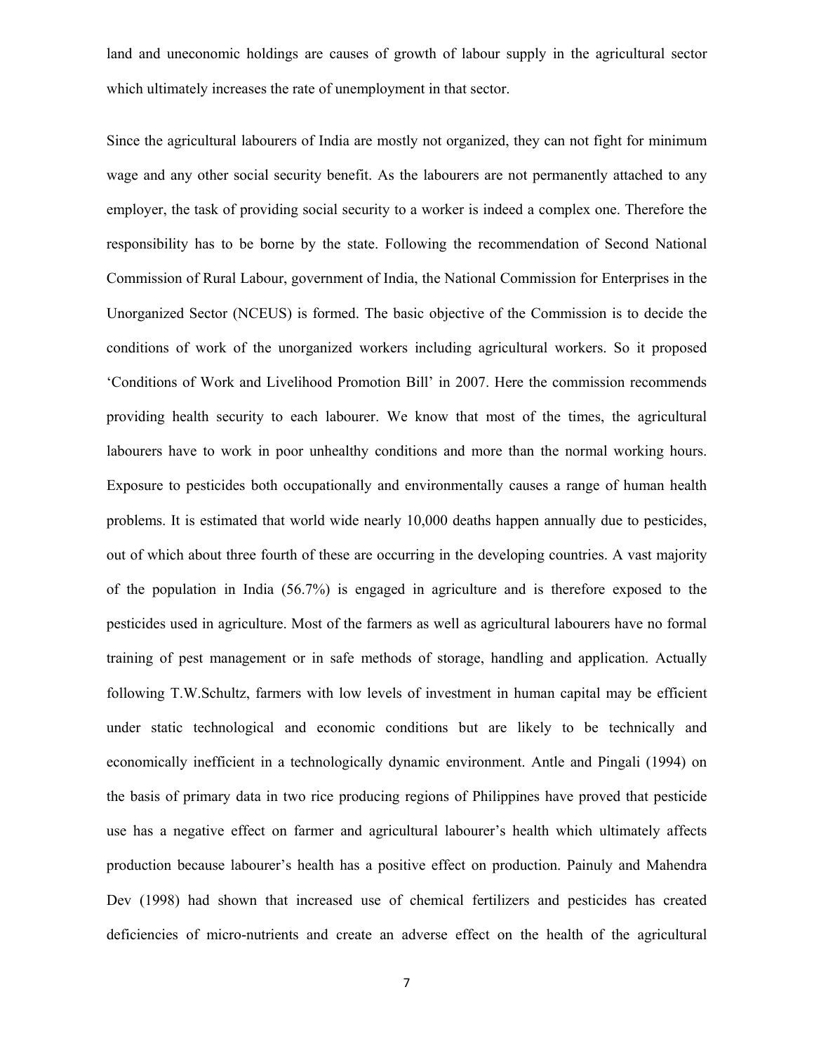land and uneconomic holdings are causes of growth of labour supply in the agricultural sector which ultimately increases the rate of unemployment in that sector.

Since the agricultural labourers of India are mostly not organized, they can not fight for minimum wage and any other social security benefit. As the labourers are not permanently attached to any employer, the task of providing social security to a worker is indeed a complex one. Therefore the responsibility has to be borne by the state. Following the recommendation of Second National Commission of Rural Labour, government of India, the National Commission for Enterprises in the Unorganized Sector (NCEUS) is formed. The basic objective of the Commission is to decide the conditions of work of the unorganized workers including agricultural workers. So it proposed 'Conditions of Work and Livelihood Promotion Bill' in 2007. Here the commission recommends providing health security to each labourer. We know that most of the times, the agricultural labourers have to work in poor unhealthy conditions and more than the normal working hours. Exposure to pesticides both occupationally and environmentally causes a range of human health problems. It is estimated that world wide nearly 10,000 deaths happen annually due to pesticides, out of which about three fourth of these are occurring in the developing countries. A vast majority of the population in India (56.7%) is engaged in agriculture and is therefore exposed to the pesticides used in agriculture. Most of the farmers as well as agricultural labourers have no formal training of pest management or in safe methods of storage, handling and application. Actually following T.W.Schultz, farmers with low levels of investment in human capital may be efficient under static technological and economic conditions but are likely to be technically and economically inefficient in a technologically dynamic environment. Antle and Pingali (1994) on the basis of primary data in two rice producing regions of Philippines have proved that pesticide use has a negative effect on farmer and agricultural labourer's health which ultimately affects production because labourer's health has a positive effect on production. Painuly and Mahendra Dev (1998) had shown that increased use of chemical fertilizers and pesticides has created deficiencies of micro-nutrients and create an adverse effect on the health of the agricultural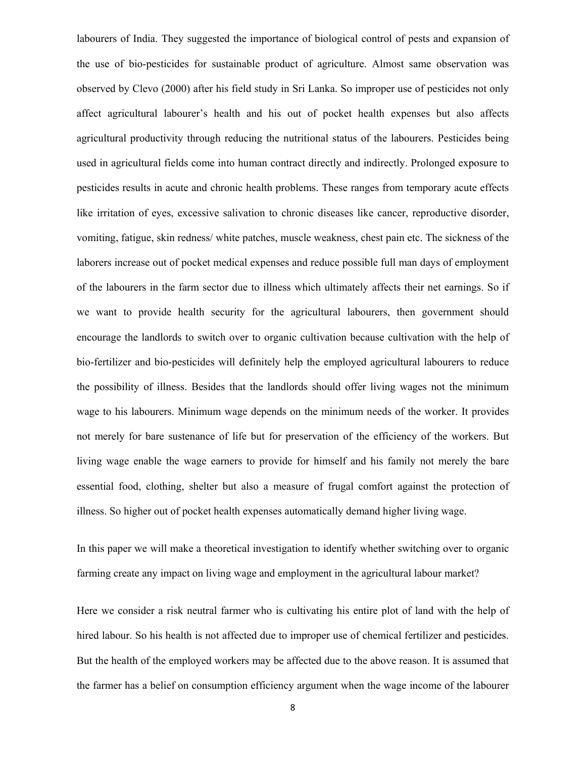labourers of India. They suggested the importance of biological control of pests and expansion of the use of bio-pesticides for sustainable product of agriculture. Almost same observation was observed by Clevo (2000) after his field study in Sri Lanka. So improper use of pesticides not only affect agricultural labourer's health and his out of pocket health expenses but also affects agricultural productivity through reducing the nutritional status of the labourers. Pesticides being used in agricultural fields come into human contract directly and indirectly. Prolonged exposure to pesticides results in acute and chronic health problems. These ranges from temporary acute effects like irritation of eyes, excessive salivation to chronic diseases like cancer, reproductive disorder, vomiting, fatigue, skin redness/ white patches, muscle weakness, chest pain etc. The sickness of the laborers increase out of pocket medical expenses and reduce possible full man days of employment of the labourers in the farm sector due to illness which ultimately affects their net earnings. So if we want to provide health security for the agricultural labourers, then government should encourage the landlords to switch over to organic cultivation because cultivation with the help of bio-fertilizer and bio-pesticides will definitely help the employed agricultural labourers to reduce the possibility of illness. Besides that the landlords should offer living wages not the minimum wage to his labourers. Minimum wage depends on the minimum needs of the worker. It provides not merely for bare sustenance of life but for preservation of the efficiency of the workers. But living wage enable the wage earners to provide for himself and his family not merely the bare essential food, clothing, shelter but also a measure of frugal comfort against the protection of illness. So higher out of pocket health expenses automatically demand higher living wage.

In this paper we will make a theoretical investigation to identify whether switching over to organic farming create any impact on living wage and employment in the agricultural labour market?

Here we consider a risk neutral farmer who is cultivating his entire plot of land with the help of hired labour. So his health is not affected due to improper use of chemical fertilizer and pesticides. But the health of the employed workers may be affected due to the above reason. It is assumed that the farmer has a belief on consumption efficiency argument when the wage income of the labourer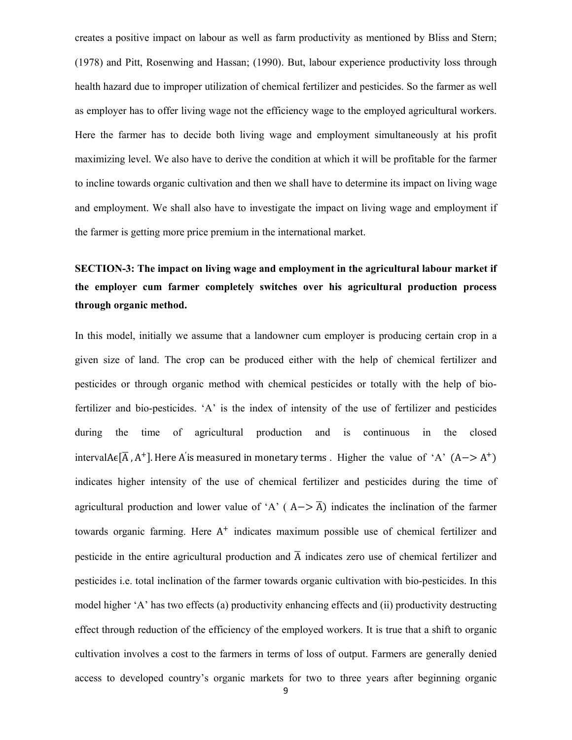creates a positive impact on labour as well as farm productivity as mentioned by Bliss and Stern; (1978) and Pitt, Rosenwing and Hassan; (1990). But, labour experience productivity loss through health hazard due to improper utilization of chemical fertilizer and pesticides. So the farmer as well as employer has to offer living wage not the efficiency wage to the employed agricultural workers. Here the farmer has to decide both living wage and employment simultaneously at his profit maximizing level. We also have to derive the condition at which it will be profitable for the farmer to incline towards organic cultivation and then we shall have to determine its impact on living wage and employment. We shall also have to investigate the impact on living wage and employment if the farmer is getting more price premium in the international market.

## SECTION-3: The impact on living wage and employment in the agricultural labour market if the employer cum farmer completely switches over his agricultural production process through organic method.

In this model, initially we assume that a landowner cum employer is producing certain crop in a given size of land. The crop can be produced either with the help of chemical fertilizer and pesticides or through organic method with chemical pesticides or totally with the help of bio-fertilizer and bio-pesticides. 'A' is the index of intensity of the use of fertilizer and pesticides during the time of agricultural production and is continuous in the closed interval $A \epsilon [\bar{A}, A^{+}]$. Here $A'$ is measured in monetary terms. Higher the value of 'A' ($A -> A^{+}$) indicates higher intensity of the use of chemical fertilizer and pesticides during the time of agricultural production and lower value of 'A' ($A -> \bar{A}$) indicates the inclination of the farmer towards organic farming. Here $A^{+}$ indicates maximum possible use of chemical fertilizer and pesticide in the entire agricultural production and $\bar{A}$ indicates zero use of chemical fertilizer and pesticides i.e. total inclination of the farmer towards organic cultivation with bio-pesticides. In this model higher 'A' has two effects (a) productivity enhancing effects and (ii) productivity destructing effect through reduction of the efficiency of the employed workers. It is true that a shift to organic cultivation involves a cost to the farmers in terms of loss of output. Farmers are generally denied access to developed country's organic markets for two to three years after beginning organic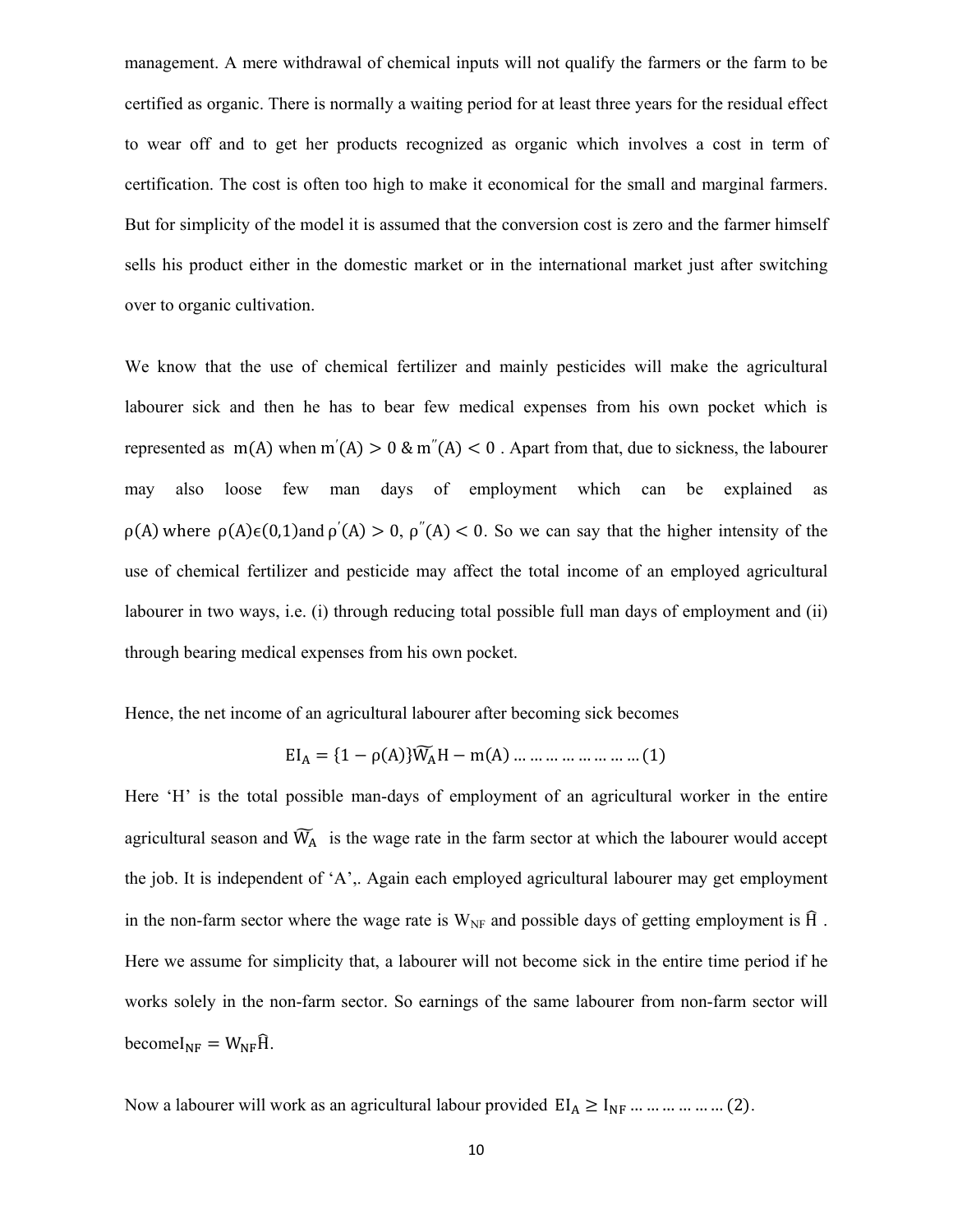management. A mere withdrawal of chemical inputs will not qualify the farmers or the farm to be certified as organic. There is normally a waiting period for at least three years for the residual effect to wear off and to get her products recognized as organic which involves a cost in term of certification. The cost is often too high to make it economical for the small and marginal farmers. But for simplicity of the model it is assumed that the conversion cost is zero and the farmer himself sells his product either in the domestic market or in the international market just after switching over to organic cultivation.

We know that the use of chemical fertilizer and mainly pesticides will make the agricultural labourer sick and then he has to bear few medical expenses from his own pocket which is represented as $m(A)$ when $m'(A) > 0$ & $m''(A) < 0$ . Apart from that, due to sickness, the labourer may also loose few man days of employment which can be explained as $\rho(A)$ where $\rho(A) \epsilon (0,1)$ and $\rho'(A) > 0$, $\rho''(A) < 0$. So we can say that the higher intensity of the use of chemical fertilizer and pesticide may affect the total income of an employed agricultural labourer in two ways, i.e. (i) through reducing total possible full man days of employment and (ii) through bearing medical expenses from his own pocket.

Hence, the net income of an agricultural labourer after becoming sick becomes

$$EI_A = \{1 - \rho(A)\}\widetilde{W_A}H - m(A) \ldots\ldots\ldots\ldots\ldots\ldots\ldots (1)$$

Here 'H' is the total possible man-days of employment of an agricultural worker in the entire agricultural season and $\widetilde{W_A}$ is the wage rate in the farm sector at which the labourer would accept the job. It is independent of 'A',. Again each employed agricultural labourer may get employment in the non-farm sector where the wage rate is $W_{NF}$ and possible days of getting employment is $\widehat{H}$ . Here we assume for simplicity that, a labourer will not become sick in the entire time period if he works solely in the non-farm sector. So earnings of the same labourer from non-farm sector will become$I_{NF} = W_{NF}\widehat{H}$.

Now a labourer will work as an agricultural labour provided $EI_A \geq I_{NF} \ldots\ldots\ldots\ldots\ldots\ldots (2)$.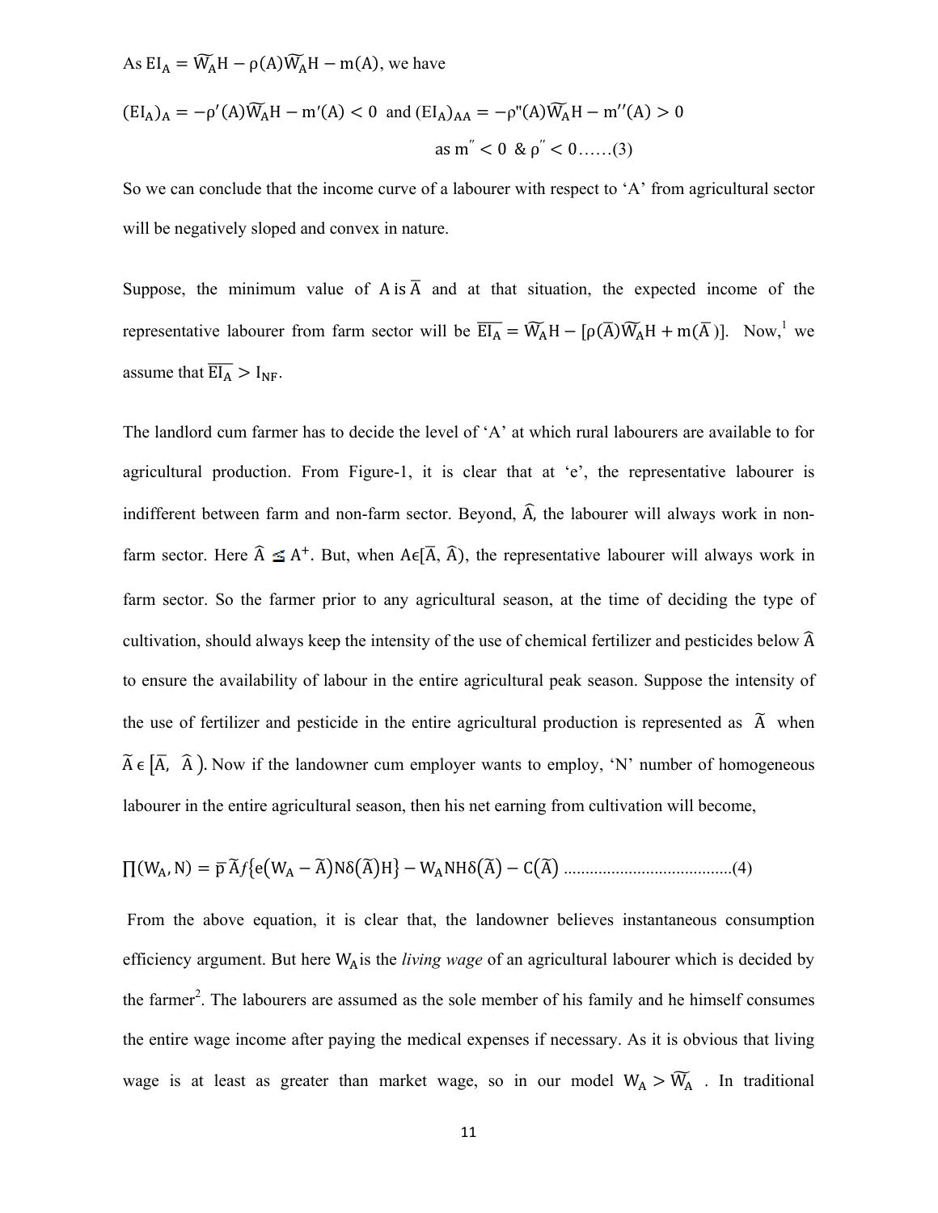As $EI_A = \widetilde{W_A}H - \rho(A)\widetilde{W_A}H - m(A)$, we have

$$(EI_A)_A = -\rho'(A)\widetilde{W_A}H - m'(A) < 0 \text{ and } (EI_A)_{AA} = -\rho''(A)\widetilde{W_A}H - m''(A) > 0$$

$$\text{as } m'' < 0 \ \& \ \rho'' < 0 \text{……(3)}$$

So we can conclude that the income curve of a labourer with respect to 'A' from agricultural sector will be negatively sloped and convex in nature.

Suppose, the minimum value of $A$ is $\bar{A}$ and at that situation, the expected income of the representative labourer from farm sector will be $\overline{EI_A} = \widetilde{W_A}H - [\rho(\bar{A})\widetilde{W_A}H + m(\bar{A})]$. Now,[1] we assume that $\overline{EI_A} > I_{NF}$.

The landlord cum farmer has to decide the level of 'A' at which rural labourers are available to for agricultural production. From Figure-1, it is clear that at 'e', the representative labourer is indifferent between farm and non-farm sector. Beyond, $\hat{A}$, the labourer will always work in non-farm sector. Here $\hat{A} \lesssim A^{+}$. But, when $A \epsilon [\bar{A}, \hat{A})$, the representative labourer will always work in farm sector. So the farmer prior to any agricultural season, at the time of deciding the type of cultivation, should always keep the intensity of the use of chemical fertilizer and pesticides below $\hat{A}$ to ensure the availability of labour in the entire agricultural peak season. Suppose the intensity of the use of fertilizer and pesticide in the entire agricultural production is represented as $\tilde{A}$ when $\tilde{A} \epsilon [\bar{A}, \hat{A})$. Now if the landowner cum employer wants to employ, 'N' number of homogeneous labourer in the entire agricultural season, then his net earning from cultivation will become,

$$\prod(W_A, N) = \bar{p}\tilde{A}f\{e(W_A - \tilde{A})N\delta(\tilde{A})H\} - W_A NH\delta(\tilde{A}) - C(\tilde{A}) \text{ ......................................(4)}$$

From the above equation, it is clear that, the landowner believes instantaneous consumption efficiency argument. But here $W_A$ is the *living wage* of an agricultural labourer which is decided by the farmer[2]. The labourers are assumed as the sole member of his family and he himself consumes the entire wage income after paying the medical expenses if necessary. As it is obvious that living wage is at least as greater than market wage, so in our model $W_A > \widetilde{W_A}$ . In traditional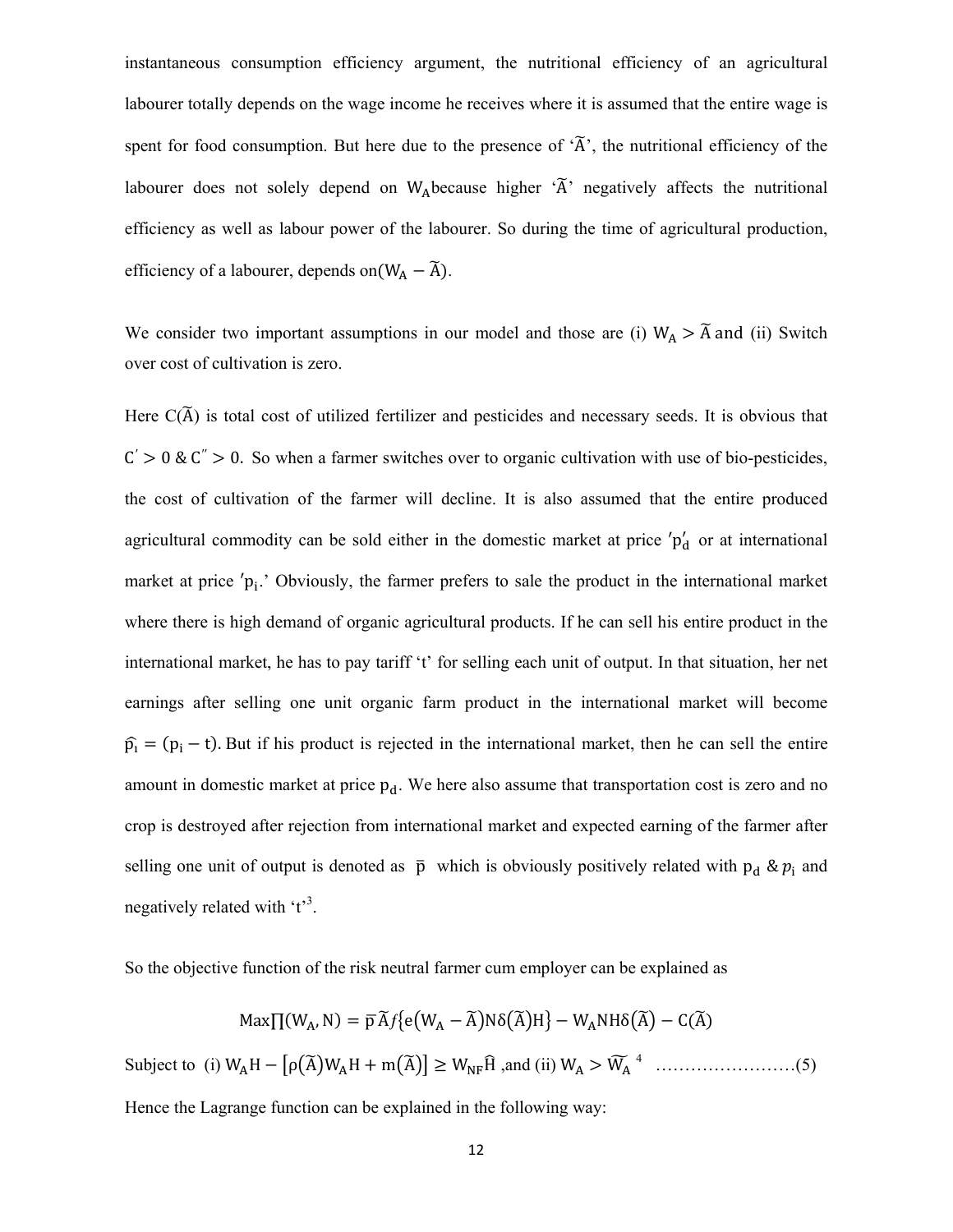instantaneous consumption efficiency argument, the nutritional efficiency of an agricultural labourer totally depends on the wage income he receives where it is assumed that the entire wage is spent for food consumption. But here due to the presence of '$\widetilde{A}$', the nutritional efficiency of the labourer does not solely depend on $W_A$ because higher '$\widetilde{A}$' negatively affects the nutritional efficiency as well as labour power of the labourer. So during the time of agricultural production, efficiency of a labourer, depends on $(W_A - \widetilde{A})$.

We consider two important assumptions in our model and those are (i) $W_A > \widetilde{A}$ and (ii) Switch over cost of cultivation is zero.

Here $C(\widetilde{A})$ is total cost of utilized fertilizer and pesticides and necessary seeds. It is obvious that $C' > 0$ & $C'' > 0$. So when a farmer switches over to organic cultivation with use of bio-pesticides, the cost of cultivation of the farmer will decline. It is also assumed that the entire produced agricultural commodity can be sold either in the domestic market at price '$p_d'$ or at international market at price '$p_i$.' Obviously, the farmer prefers to sale the product in the international market where there is high demand of organic agricultural products. If he can sell his entire product in the international market, he has to pay tariff 't' for selling each unit of output. In that situation, her net earnings after selling one unit organic farm product in the international market will become $\widehat{p_i} = (p_i - t)$. But if his product is rejected in the international market, then he can sell the entire amount in domestic market at price $p_d$. We here also assume that transportation cost is zero and no crop is destroyed after rejection from international market and expected earning of the farmer after selling one unit of output is denoted as $\bar{p}$ which is obviously positively related with $p_d$ & $p_i$ and negatively related with 't'[3].

So the objective function of the risk neutral farmer cum employer can be explained as

$$\text{Max}\prod(W_A, N) = \bar{p}\,\widetilde{A}f\{e(W_A - \widetilde{A})N\delta(\widetilde{A})H\} - W_A NH\delta(\widetilde{A}) - C(\widetilde{A})$$

Subject to (i) $W_A H - [\rho(\widetilde{A})W_A H + m(\widetilde{A})] \geq W_{NF}\widehat{H}$ ,and (ii) $W_A > \widetilde{W_A}$ [4] ……………………(5)

Hence the Lagrange function can be explained in the following way: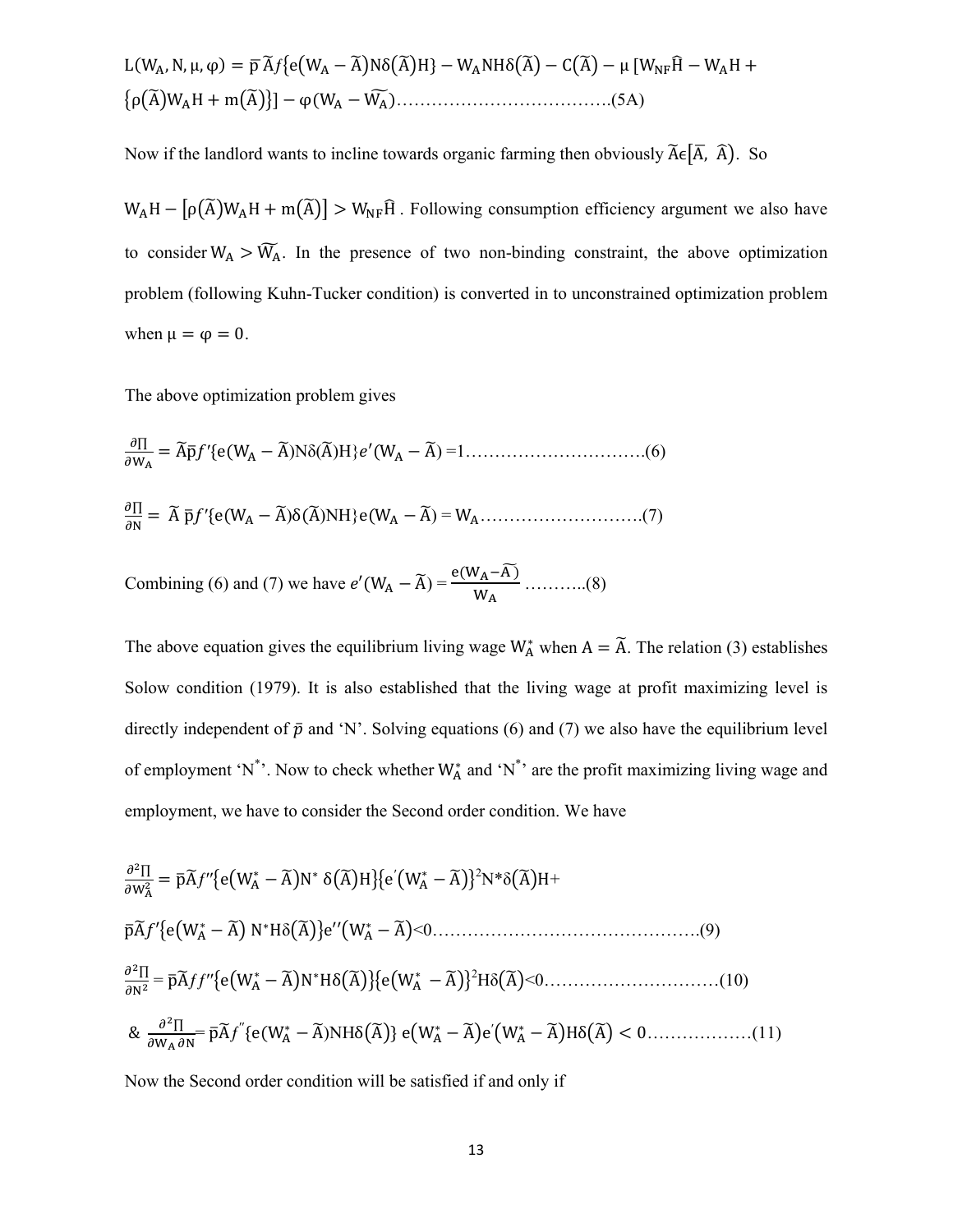$$L(W_A, N, \mu, \varphi) = \bar{p}\,\tilde{A}f\{e(W_A - \tilde{A})N\delta(\tilde{A})H\} - W_A NH\delta(\tilde{A}) - C(\tilde{A}) - \mu\,[W_{NF}\hat{H} - W_A H + \{\rho(\tilde{A})W_A H + m(\tilde{A})\}] - \varphi(W_A - \widetilde{W_A}) \quad \text{.......(5A)}$$

Now if the landlord wants to incline towards organic farming then obviously $\tilde{A}\epsilon[\bar{A},\ \hat{A})$. So

$W_A H - [\rho(\tilde{A})W_A H + m(\tilde{A})] > W_{NF}\hat{H}$ . Following consumption efficiency argument we also have to consider $W_A > \widetilde{W_A}$. In the presence of two non-binding constraint, the above optimization problem (following Kuhn-Tucker condition) is converted in to unconstrained optimization problem when $\mu = \varphi = 0$.

The above optimization problem gives

$$\frac{\partial \Pi}{\partial W_A} = \tilde{A}\bar{p}f'\{e(W_A - \tilde{A})N\delta(\tilde{A})H\}e'(W_A - \tilde{A}) = 1 \quad \text{.......(6)}$$

$$\frac{\partial \Pi}{\partial N} = \tilde{A}\,\bar{p}f'\{e(W_A - \tilde{A})\delta(\tilde{A})NH\}e(W_A - \tilde{A}) = W_A \quad \text{.......(7)}$$

Combining (6) and (7) we have $e'(W_A - \tilde{A}) = \frac{e(W_A - \tilde{A})}{W_A}$ ..........(8)

The above equation gives the equilibrium living wage $W_A^*$ when $A = \tilde{A}$. The relation (3) establishes Solow condition (1979). It is also established that the living wage at profit maximizing level is directly independent of $\bar{p}$ and 'N'. Solving equations (6) and (7) we also have the equilibrium level of employment '$N^*$'. Now to check whether $W_A^*$ and '$N^*$' are the profit maximizing living wage and employment, we have to consider the Second order condition. We have

$$\frac{\partial^2 \Pi}{\partial W_A^2} = \bar{p}\tilde{A}f''\{e(W_A^* - \tilde{A})N^*\,\delta(\tilde{A})H\}\{e'(W_A^* - \tilde{A})\}^2 N^*\delta(\tilde{A})H +$$

$$\bar{p}\tilde{A}f'\{e(W_A^* - \tilde{A})\,N^*H\delta(\tilde{A})\}e''(W_A^* - \tilde{A}) < 0 \quad \text{.......(9)}$$

$$\frac{\partial^2 \Pi}{\partial N^2} = \bar{p}\tilde{A}ff''\{e(W_A^* - \tilde{A})N^*H\delta(\tilde{A})\}\{e(W_A^* - \tilde{A})\}^2 H\delta(\tilde{A}) < 0 \quad \text{.......(10)}$$

$$\&\ \frac{\partial^2 \Pi}{\partial W_A\,\partial N} = \bar{p}\tilde{A}f''\{e(W_A^* - \tilde{A})NH\delta(\tilde{A})\}\,e(W_A^* - \tilde{A})e'(W_A^* - \tilde{A})H\delta(\tilde{A}) < 0 \quad \text{.......(11)}$$

Now the Second order condition will be satisfied if and only if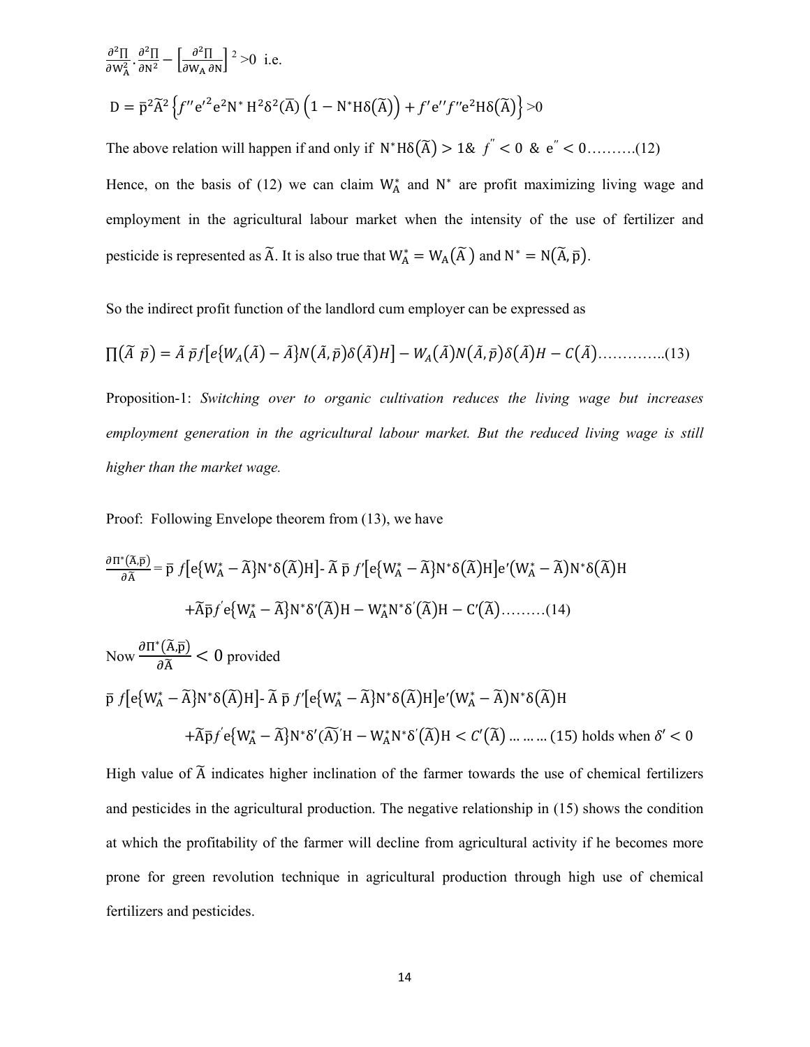$\frac{\partial^2\Pi}{\partial W_A^2} \cdot \frac{\partial^2\Pi}{\partial N^2} - \left[\frac{\partial^2\Pi}{\partial W_A \partial N}\right]^2 > 0$ i.e.

$$D = \bar{p}^2\tilde{A}^2 \left\{ f'' e'^2 e^2 N^* H^2 \delta^2(\tilde{A}) \left(1 - N^* H \delta(\tilde{A})\right) + f' e'' f'' e^2 H \delta(\tilde{A}) \right\} > 0$$

The above relation will happen if and only if $N^* H\delta(\tilde{A}) > 1$ & $f'' < 0$ & $e'' < 0$……….(12)

Hence, on the basis of (12) we can claim $W_A^*$ and $N^*$ are profit maximizing living wage and employment in the agricultural labour market when the intensity of the use of fertilizer and pesticide is represented as $\tilde{A}$. It is also true that $W_A^* = W_A(\tilde{A})$ and $N^* = N(\tilde{A}, \bar{p})$.

So the indirect profit function of the landlord cum employer can be expressed as

$$\prod(\tilde{A}\ \bar{p}) = \tilde{A}\ \bar{p} f[e\{W_A(\tilde{A}) - \tilde{A}\}N(\tilde{A}, \bar{p})\delta(\tilde{A})H] - W_A(\tilde{A})N(\tilde{A}, \bar{p})\delta(\tilde{A})H - C(\tilde{A}) \quad \text{………….(13)}$$

Proposition-1: *Switching over to organic cultivation reduces the living wage but increases employment generation in the agricultural labour market. But the reduced living wage is still higher than the market wage.*

Proof: Following Envelope theorem from (13), we have

$$\frac{\partial\Pi^*(\tilde{A},\bar{p})}{\partial\tilde{A}} = \bar{p}\ f[e\{W_A^* - \tilde{A}\}N^*\delta(\tilde{A})H] - \tilde{A}\ \bar{p}\ f'[e\{W_A^* - \tilde{A}\}N^*\delta(\tilde{A})H]e'(W_A^* - \tilde{A})N^*\delta(\tilde{A})H$$

$$+\tilde{A}\bar{p}f' e\{W_A^* - \tilde{A}\}N^*\delta'(\tilde{A})H - W_A^* N^*\delta'(\tilde{A})H - C'(\tilde{A}) \quad \text{………(14)}$$

Now $\frac{\partial\Pi^*(\tilde{A},\bar{p})}{\partial\tilde{A}} < 0$ provided

$$\bar{p}\ f[e\{W_A^* - \tilde{A}\}N^*\delta(\tilde{A})H] - \tilde{A}\ \bar{p}\ f'[e\{W_A^* - \tilde{A}\}N^*\delta(\tilde{A})H]e'(W_A^* - \tilde{A})N^*\delta(\tilde{A})H$$

$$+\tilde{A}\bar{p}f' e\{W_A^* - \tilde{A}\}N^*\delta'(\tilde{A})'H - W_A^* N^*\delta'(\tilde{A})H < C'(\tilde{A}) \quad \text{……… (15) holds when } \delta' < 0$$

High value of $\tilde{A}$ indicates higher inclination of the farmer towards the use of chemical fertilizers and pesticides in the agricultural production. The negative relationship in (15) shows the condition at which the profitability of the farmer will decline from agricultural activity if he becomes more prone for green revolution technique in agricultural production through high use of chemical fertilizers and pesticides.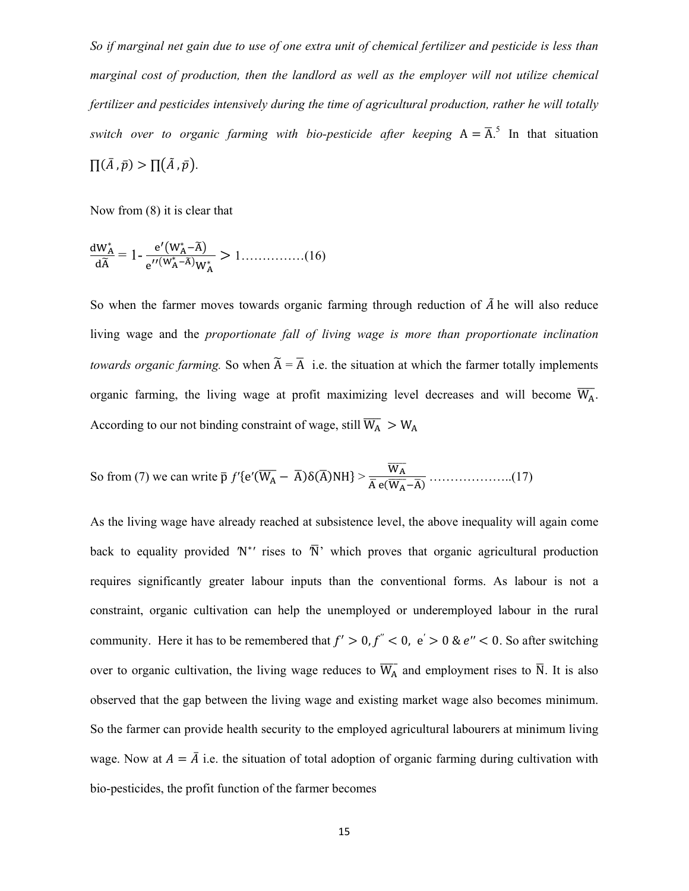*So if marginal net gain due to use of one extra unit of chemical fertilizer and pesticide is less than marginal cost of production, then the landlord as well as the employer will not utilize chemical fertilizer and pesticides intensively during the time of agricultural production, rather he will totally switch over to organic farming with bio-pesticide after keeping* $\mathrm{A} = \bar{\mathrm{A}}$.[5] In that situation $\prod(\bar{A}, \bar{p}) > \prod(\tilde{A}, \bar{p})$.

Now from (8) it is clear that

$$\frac{dW_A^*}{d\tilde{A}} = 1 - \frac{e'(W_A^* - \tilde{A})}{e''(W_A^* - \tilde{A})W_A^*} > 1 \ldots\ldots\ldots\ldots\ldots(16)$$

So when the farmer moves towards organic farming through reduction of $\tilde{A}$ he will also reduce living wage and the *proportionate fall of living wage is more than proportionate inclination towards organic farming.* So when $\tilde{A} = \bar{A}$ i.e. the situation at which the farmer totally implements organic farming, the living wage at profit maximizing level decreases and will become $\overline{W_A}$. According to our not binding constraint of wage, still $\overline{W_A} > W_A$

So from (7) we can write $\bar{p}\, f'\{e'(\overline{W_A} - \bar{A})\delta(\bar{A})NH\} > \dfrac{\overline{W_A}}{\bar{A}\, e(\overline{W_A} - \bar{A})}$ ………………..(17)

As the living wage have already reached at subsistence level, the above inequality will again come back to equality provided '$N^*$' rises to '$\bar{N}$' which proves that organic agricultural production requires significantly greater labour inputs than the conventional forms. As labour is not a constraint, organic cultivation can help the unemployed or underemployed labour in the rural community. Here it has to be remembered that $f' > 0, f'' < 0,\ e' > 0\ \&\ e'' < 0$. So after switching over to organic cultivation, the living wage reduces to $\overline{W_A}$ and employment rises to $\bar{N}$. It is also observed that the gap between the living wage and existing market wage also becomes minimum. So the farmer can provide health security to the employed agricultural labourers at minimum living wage. Now at $A = \bar{A}$ i.e. the situation of total adoption of organic farming during cultivation with bio-pesticides, the profit function of the farmer becomes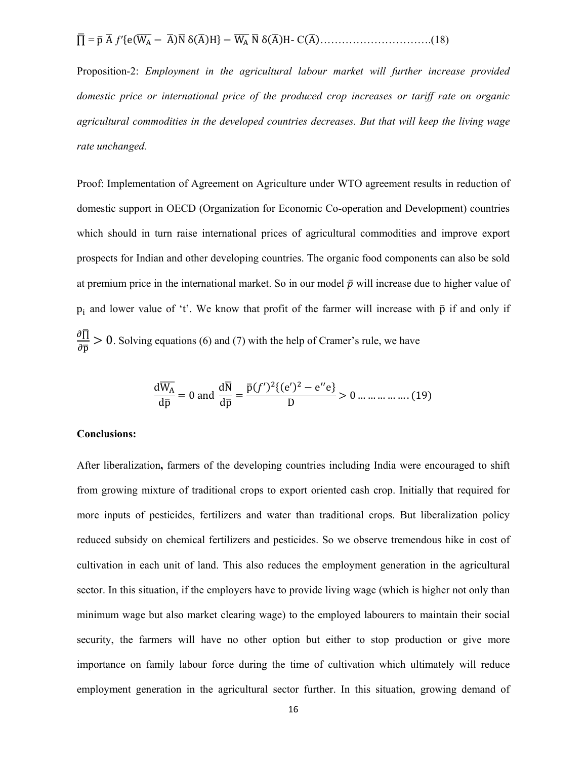$$\overline{\prod} = \overline{\mathrm{p}}\ \overline{\mathrm{A}}\ f'\{\mathrm{e}(\overline{\mathrm{W_A}} - \overline{\mathrm{A}})\overline{\mathrm{N}}\ \delta(\overline{\mathrm{A}})\mathrm{H}\} - \overline{\mathrm{W_A}}\ \overline{\mathrm{N}}\ \delta(\overline{\mathrm{A}})\mathrm{H} - \mathrm{C}(\overline{\mathrm{A}}) \ldots\ldots\ldots\ldots\ldots\ldots\ldots\ldots\ldots\ldots(18)$$

Proposition-2: *Employment in the agricultural labour market will further increase provided domestic price or international price of the produced crop increases or tariff rate on organic agricultural commodities in the developed countries decreases. But that will keep the living wage rate unchanged.*

Proof: Implementation of Agreement on Agriculture under WTO agreement results in reduction of domestic support in OECD (Organization for Economic Co-operation and Development) countries which should in turn raise international prices of agricultural commodities and improve export prospects for Indian and other developing countries. The organic food components can also be sold at premium price in the international market. So in our model $\bar{p}$ will increase due to higher value of $\mathrm{p_i}$ and lower value of 't'. We know that profit of the farmer will increase with $\bar{\mathrm{p}}$ if and only if $\frac{\partial \overline{\prod}}{\partial \bar{\mathrm{p}}} > 0$. Solving equations (6) and (7) with the help of Cramer's rule, we have

$$\frac{\mathrm{d}\overline{\mathrm{W_A}}}{\mathrm{d}\bar{\mathrm{p}}} = 0 \text{ and } \frac{\mathrm{d}\bar{\mathrm{N}}}{\mathrm{d}\bar{\mathrm{p}}} = \frac{\bar{\mathrm{p}}(f')^2\{(\mathrm{e}')^2 - \mathrm{e}''\mathrm{e}\}}{\mathrm{D}} > 0 \ldots\ldots\ldots\ldots\ldots (19)$$

**Conclusions:**

After liberalization**,** farmers of the developing countries including India were encouraged to shift from growing mixture of traditional crops to export oriented cash crop. Initially that required for more inputs of pesticides, fertilizers and water than traditional crops. But liberalization policy reduced subsidy on chemical fertilizers and pesticides. So we observe tremendous hike in cost of cultivation in each unit of land. This also reduces the employment generation in the agricultural sector. In this situation, if the employers have to provide living wage (which is higher not only than minimum wage but also market clearing wage) to the employed labourers to maintain their social security, the farmers will have no other option but either to stop production or give more importance on family labour force during the time of cultivation which ultimately will reduce employment generation in the agricultural sector further. In this situation, growing demand of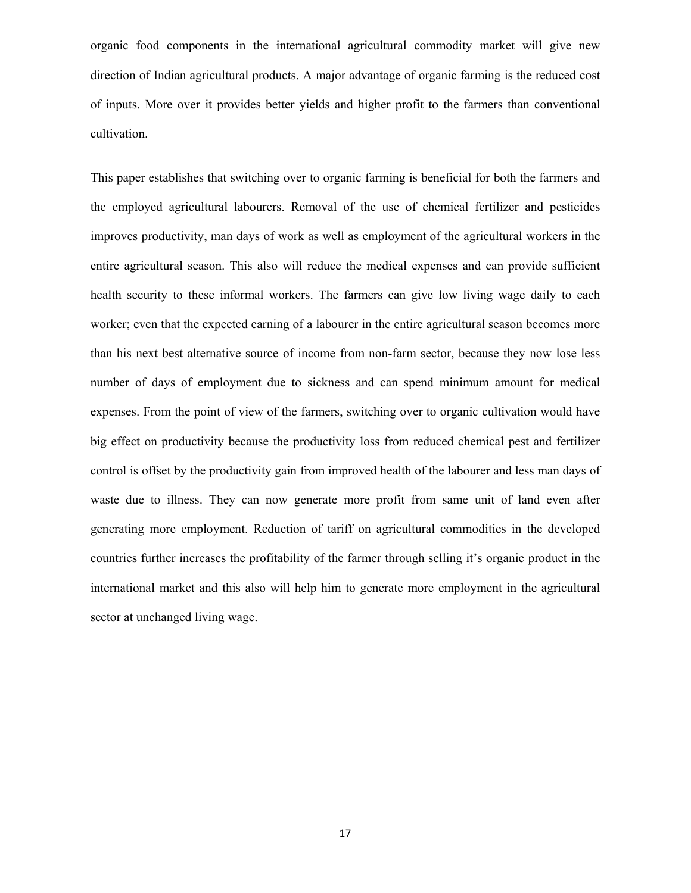organic food components in the international agricultural commodity market will give new direction of Indian agricultural products. A major advantage of organic farming is the reduced cost of inputs. More over it provides better yields and higher profit to the farmers than conventional cultivation.

This paper establishes that switching over to organic farming is beneficial for both the farmers and the employed agricultural labourers. Removal of the use of chemical fertilizer and pesticides improves productivity, man days of work as well as employment of the agricultural workers in the entire agricultural season. This also will reduce the medical expenses and can provide sufficient health security to these informal workers. The farmers can give low living wage daily to each worker; even that the expected earning of a labourer in the entire agricultural season becomes more than his next best alternative source of income from non-farm sector, because they now lose less number of days of employment due to sickness and can spend minimum amount for medical expenses. From the point of view of the farmers, switching over to organic cultivation would have big effect on productivity because the productivity loss from reduced chemical pest and fertilizer control is offset by the productivity gain from improved health of the labourer and less man days of waste due to illness. They can now generate more profit from same unit of land even after generating more employment. Reduction of tariff on agricultural commodities in the developed countries further increases the profitability of the farmer through selling it's organic product in the international market and this also will help him to generate more employment in the agricultural sector at unchanged living wage.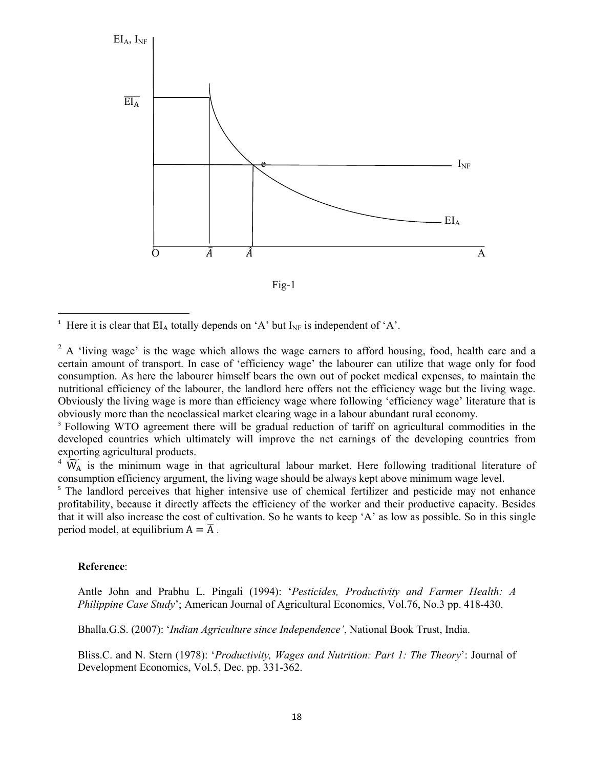Fig-1

[1] Here it is clear that $EI_A$ totally depends on 'A' but $I_{NF}$ is independent of 'A'.

[2] A 'living wage' is the wage which allows the wage earners to afford housing, food, health care and a certain amount of transport. In case of 'efficiency wage' the labourer can utilize that wage only for food consumption. As here the labourer himself bears the own out of pocket medical expenses, to maintain the nutritional efficiency of the labourer, the landlord here offers not the efficiency wage but the living wage. Obviously the living wage is more than efficiency wage where following 'efficiency wage' literature that is obviously more than the neoclassical market clearing wage in a labour abundant rural economy.

[3] Following WTO agreement there will be gradual reduction of tariff on agricultural commodities in the developed countries which ultimately will improve the net earnings of the developing countries from exporting agricultural products.

[4] $\widetilde{W_A}$ is the minimum wage in that agricultural labour market. Here following traditional literature of consumption efficiency argument, the living wage should be always kept above minimum wage level.

[5] The landlord perceives that higher intensive use of chemical fertilizer and pesticide may not enhance profitability, because it directly affects the efficiency of the worker and their productive capacity. Besides that it will also increase the cost of cultivation. So he wants to keep 'A' as low as possible. So in this single period model, at equilibrium $A = \bar{A}$ .

**Reference**:

Antle John and Prabhu L. Pingali (1994): '*Pesticides, Productivity and Farmer Health: A Philippine Case Study*'; American Journal of Agricultural Economics, Vol.76, No.3 pp. 418-430.

Bhalla.G.S. (2007): '*Indian Agriculture since Independence'*, National Book Trust, India.

Bliss.C. and N. Stern (1978): '*Productivity, Wages and Nutrition: Part 1: The Theory*': Journal of Development Economics, Vol.5, Dec. pp. 331-362.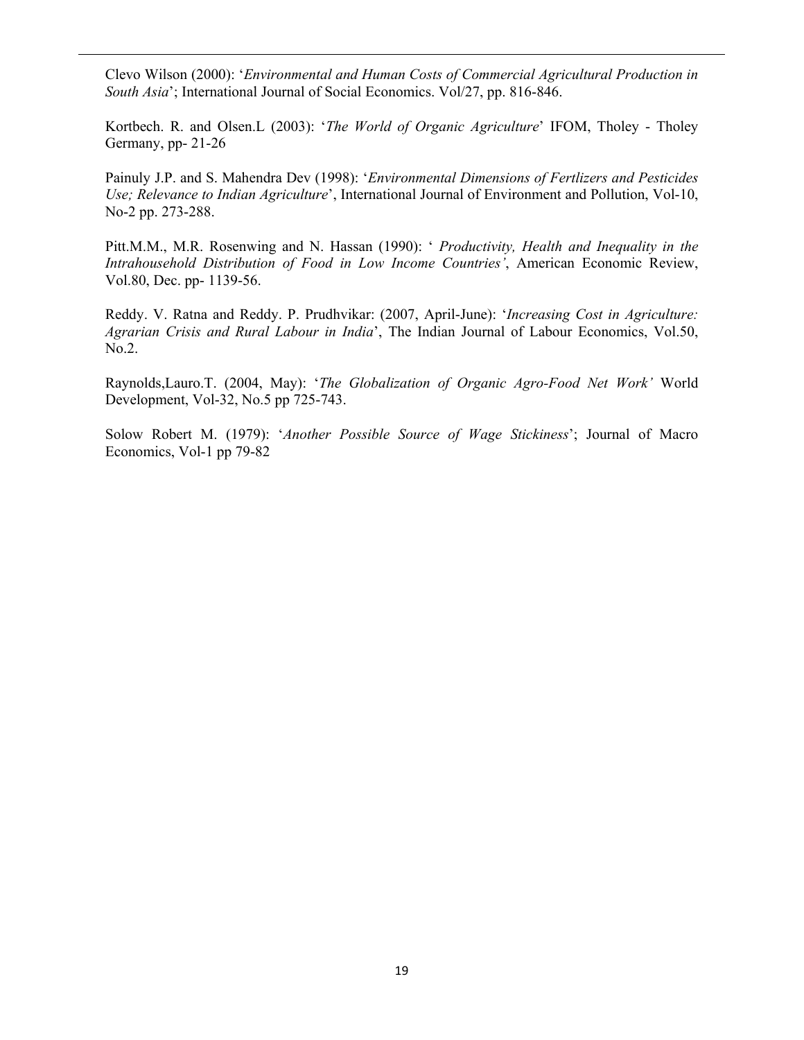Clevo Wilson (2000): '*Environmental and Human Costs of Commercial Agricultural Production in South Asia*'; International Journal of Social Economics. Vol/27, pp. 816-846.

Kortbech. R. and Olsen.L (2003): '*The World of Organic Agriculture*' IFOM, Tholey - Tholey Germany, pp- 21-26

Painuly J.P. and S. Mahendra Dev (1998): '*Environmental Dimensions of Fertlizers and Pesticides Use; Relevance to Indian Agriculture*', International Journal of Environment and Pollution, Vol-10, No-2 pp. 273-288.

Pitt.M.M., M.R. Rosenwing and N. Hassan (1990): ' *Productivity, Health and Inequality in the Intrahousehold Distribution of Food in Low Income Countries'*, American Economic Review, Vol.80, Dec. pp- 1139-56.

Reddy. V. Ratna and Reddy. P. Prudhvikar: (2007, April-June): '*Increasing Cost in Agriculture: Agrarian Crisis and Rural Labour in India*', The Indian Journal of Labour Economics, Vol.50, No.2.

Raynolds,Lauro.T. (2004, May): '*The Globalization of Organic Agro-Food Net Work'* World Development, Vol-32, No.5 pp 725-743.

Solow Robert M. (1979): '*Another Possible Source of Wage Stickiness*'; Journal of Macro Economics, Vol-1 pp 79-82